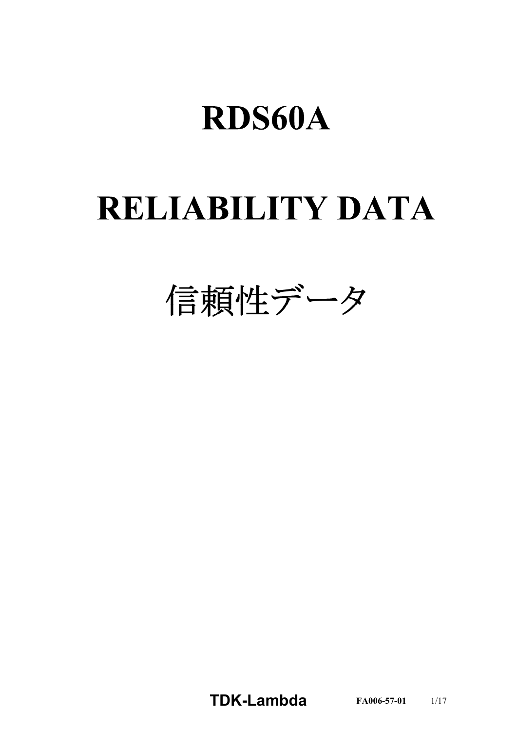# RDS60A

# RELIABILITY DATA

# 信頼性データ

TDK-Lambda

FA006-57-01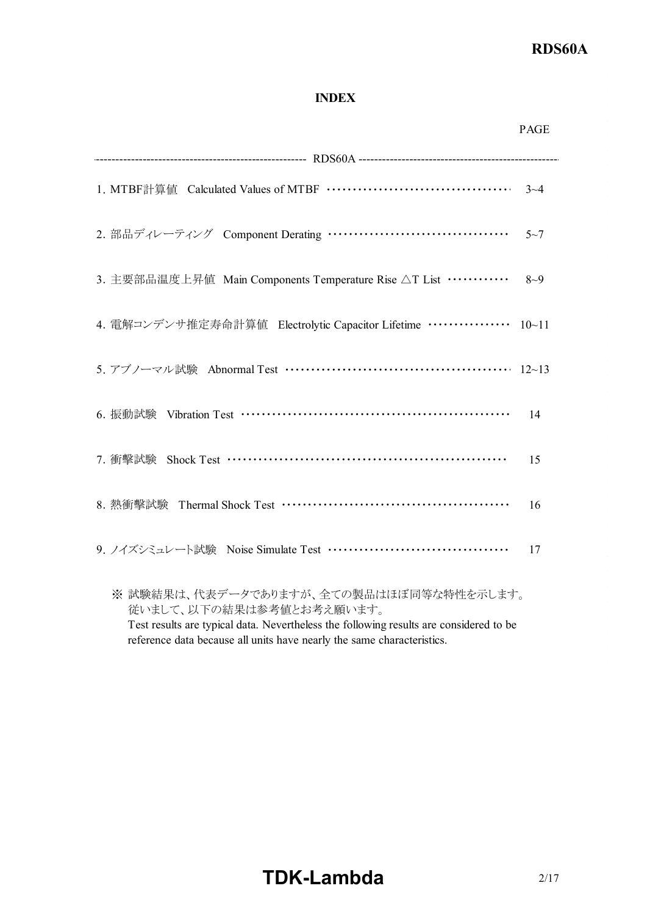## INDEX

| | PAGE |
|---|---|
| ------------------------------ RDS60A ------------------------------ | |
| 1. MTBF計算値　Calculated Values of MTBF ································ | 3~4 |
| 2. 部品ディレーティング　Component Derating ································ | 5~7 |
| 3. 主要部品温度上昇値　Main Components Temperature Rise △T List ············ | 8~9 |
| 4. 電解コンデンサ推定寿命計算値　Electrolytic Capacitor Lifetime ················ | 10~11 |
| 5. アブノーマル試験　Abnormal Test ········································ | 12~13 |
| 6. 振動試験　Vibration Test ················································ | 14 |
| 7. 衝撃試験　Shock Test ···················································· | 15 |
| 8. 熱衝撃試験　Thermal Shock Test ·········································· | 16 |
| 9. ノイズシミュレート試験　Noise Simulate Test ································ | 17 |

※ 試験結果は、代表データでありますが、全ての製品はほぼ同等な特性を示します。
従いまして、以下の結果は参考値とお考え願います。
Test results are typical data. Nevertheless the following results are considered to be reference data because all units have nearly the same characteristics.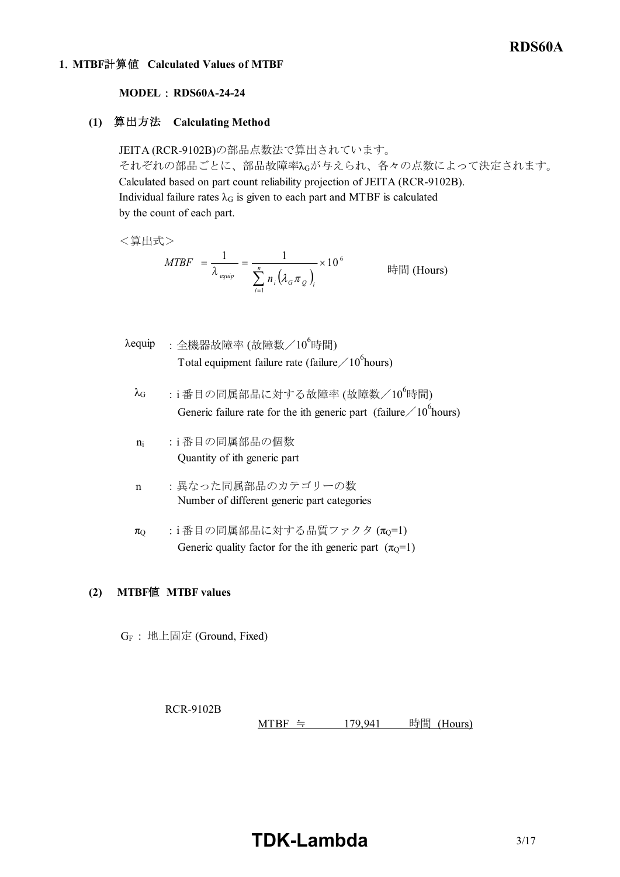## 1. MTBF計算値 Calculated Values of MTBF

**MODEL : RDS60A-24-24**

### (1) 算出方法 Calculating Method

JEITA (RCR-9102B)の部品点数法で算出されています。
それぞれの部品ごとに、部品故障率$\lambda_G$が与えられ、各々の点数によって決定されます。
Calculated based on part count reliability projection of JEITA (RCR-9102B).
Individual failure rates $\lambda_G$ is given to each part and MTBF is calculated by the count of each part.

<算出式>

$$MTBF = \frac{1}{\lambda_{equip}} = \frac{1}{\sum_{i=1}^{n} n_i \left( \lambda_G \pi_Q \right)_i} \times 10^6 \quad \text{時間 (Hours)}$$

- $\lambda_{equip}$ : 全機器故障率 (故障数／$10^6$時間)
  Total equipment failure rate (failure／$10^6$hours)
- $\lambda_G$ : i 番目の同属部品に対する故障率 (故障数／$10^6$時間)
  Generic failure rate for the ith generic part (failure／$10^6$hours)
- $n_i$ : i 番目の同属部品の個数
  Quantity of ith generic part
- $n$ : 異なった同属部品のカテゴリーの数
  Number of different generic part categories
- $\pi_Q$ : i 番目の同属部品に対する品質ファクタ ($\pi_Q$=1)
  Generic quality factor for the ith generic part ($\pi_Q$=1)

### (2) MTBF値 MTBF values

$G_F$ : 地上固定 (Ground, Fixed)

RCR-9102B

MTBF ≒ 179,941 時間 (Hours)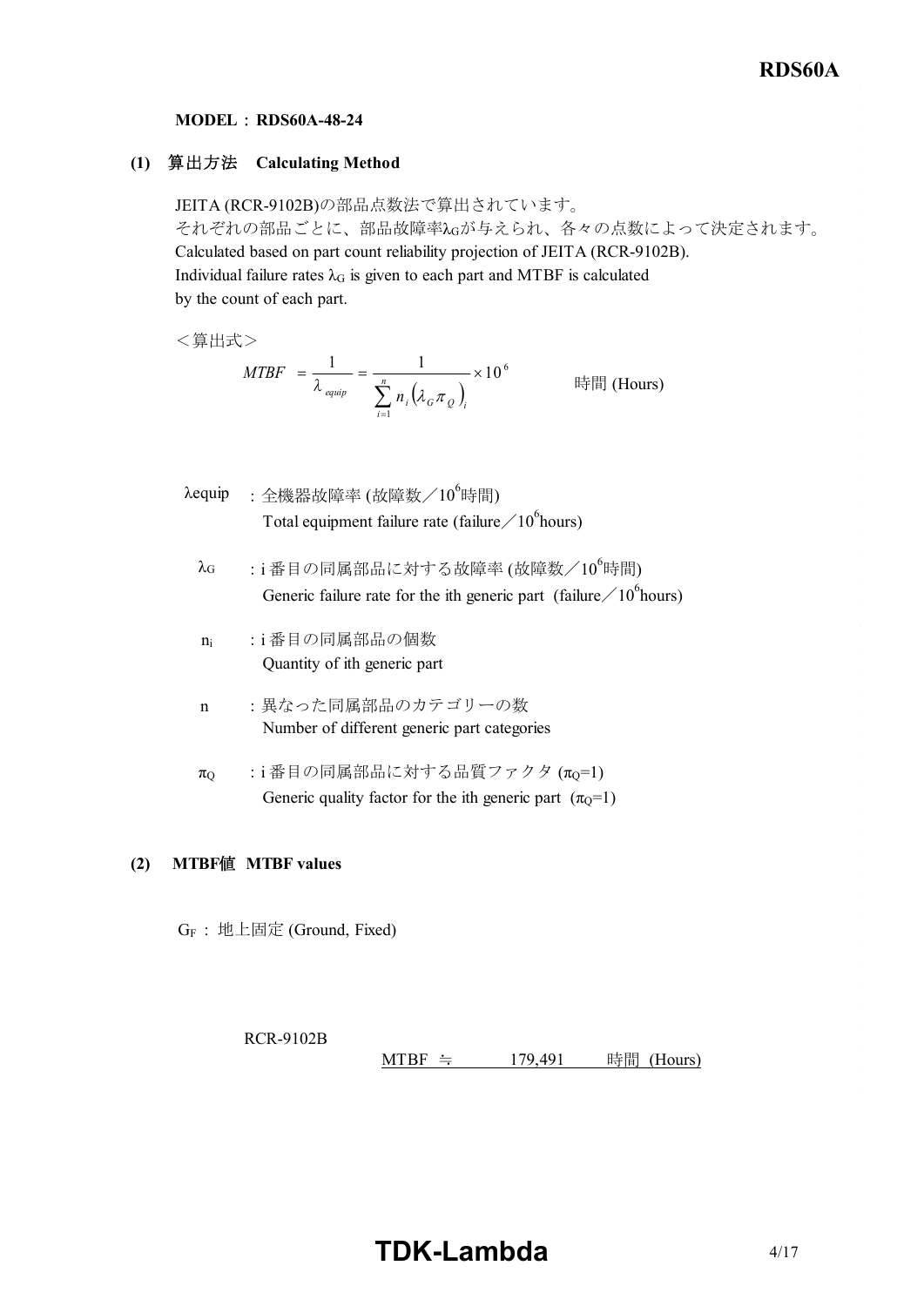**MODEL : RDS60A-48-24**

### (1) 算出方法　Calculating Method

JEITA (RCR-9102B)の部品点数法で算出されています。
それぞれの部品ごとに、部品故障率$\lambda_G$が与えられ、各々の点数によって決定されます。
Calculated based on part count reliability projection of JEITA (RCR-9102B).
Individual failure rates $\lambda_G$ is given to each part and MTBF is calculated by the count of each part.

＜算出式＞

$$MTBF = \frac{1}{\lambda_{equip}} = \frac{1}{\sum_{i=1}^{n} n_i \left(\lambda_G \pi_Q\right)_i} \times 10^6 \quad \text{時間 (Hours)}$$

- $\lambda equip$ ：全機器故障率 (故障数／$10^6$時間)
  Total equipment failure rate (failure／$10^6$hours)
- $\lambda_G$ ：i 番目の同属部品に対する故障率 (故障数／$10^6$時間)
  Generic failure rate for the ith generic part (failure／$10^6$hours)
- $n_i$ ：i 番目の同属部品の個数
  Quantity of ith generic part
- n ：異なった同属部品のカテゴリーの数
  Number of different generic part categories
- $\pi_Q$ ：i 番目の同属部品に対する品質ファクタ ($\pi_Q$=1)
  Generic quality factor for the ith generic part ($\pi_Q$=1)

### (2) MTBF値　MTBF values

$G_F$ : 地上固定 (Ground, Fixed)

RCR-9102B

MTBF ≒ 179,491 時間 (Hours)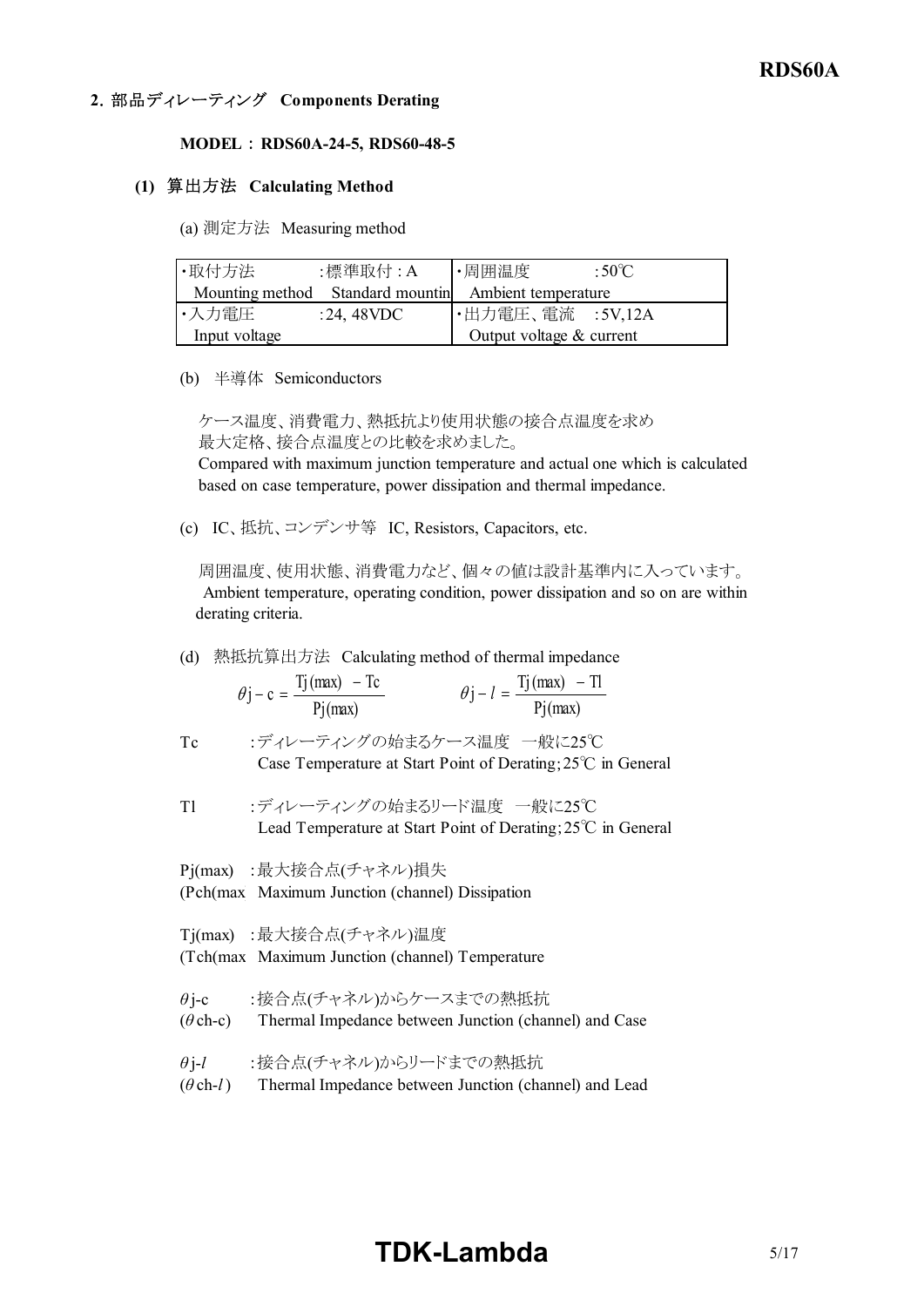## 2. 部品ディレーティング　Components Derating

**MODEL : RDS60A-24-5, RDS60-48-5**

### (1) 算出方法　Calculating Method

(a) 測定方法　Measuring method

| ・取付方法　　　:標準取付 : A<br>Mounting method　Standard mountin | ・周囲温度　　　:50℃<br>Ambient temperature |
|---|---|
| ・入力電圧　　　:24, 48VDC<br>Input voltage | ・出力電圧、電流　:5V,12A<br>Output voltage & current |

(b) 半導体　Semiconductors

ケース温度、消費電力、熱抵抗より使用状態の接合点温度を求め
最大定格、接合点温度との比較を求めました。
Compared with maximum junction temperature and actual one which is calculated based on case temperature, power dissipation and thermal impedance.

(c) IC、抵抗、コンデンサ等　IC, Resistors, Capacitors, etc.

周囲温度、使用状態、消費電力など、個々の値は設計基準内に入っています。
Ambient temperature, operating condition, power dissipation and so on are within derating criteria.

(d) 熱抵抗算出方法　Calculating method of thermal impedance

$$\theta j-c = \frac{Tj(max) - Tc}{Pj(max)} \qquad \theta j-l = \frac{Tj(max) - Tl}{Pj(max)}$$

Tc　　:ディレーティングの始まるケース温度　一般に25℃
Case Temperature at Start Point of Derating; 25℃ in General

Tl　　:ディレーティングの始まるリード温度　一般に25℃
Lead Temperature at Start Point of Derating; 25℃ in General

Pj(max)　:最大接合点(チャネル)損失
(Pch(max　Maximum Junction (channel) Dissipation

Tj(max)　:最大接合点(チャネル)温度
(Tch(max　Maximum Junction (channel) Temperature

$\theta$j-c　　:接合点(チャネル)からケースまでの熱抵抗
($\theta$ch-c)　Thermal Impedance between Junction (channel) and Case

$\theta$j-$l$　　:接合点(チャネル)からリードまでの熱抵抗
($\theta$ch-$l$)　Thermal Impedance between Junction (channel) and Lead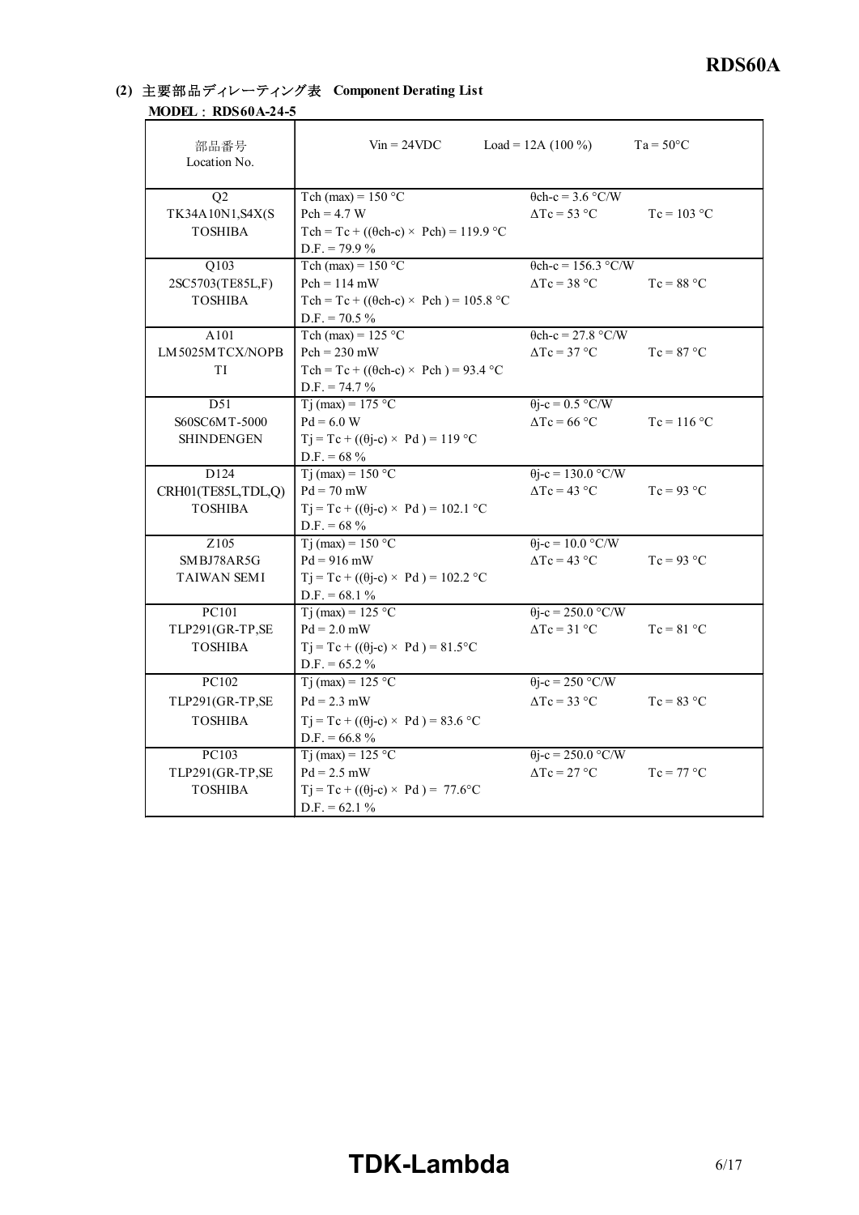### (2) 主要部品ディレーティング表 Component Derating List

**MODEL : RDS60A-24-5**

| 部品番号<br>Location No. | Vin = 24VDC &nbsp;&nbsp;&nbsp; Load = 12A (100 %) | | Ta = 50°C |
|---|---|---|---|
| Q2<br>TK34A10N1,S4X(S<br>TOSHIBA | Tch (max) = 150 °C<br>Pch = 4.7 W<br>Tch = Tc + ((θch-c) × Pch) = 119.9 °C<br>D.F. = 79.9 % | θch-c = 3.6 °C/W<br>ΔTc = 53 °C | Tc = 103 °C |
| Q103<br>2SC5703(TE85L,F)<br>TOSHIBA | Tch (max) = 150 °C<br>Pch = 114 mW<br>Tch = Tc + ((θch-c) × Pch ) = 105.8 °C<br>D.F. = 70.5 % | θch-c = 156.3 °C/W<br>ΔTc = 38 °C | Tc = 88 °C |
| A101<br>LM5025MTCX/NOPB<br>TI | Tch (max) = 125 °C<br>Pch = 230 mW<br>Tch = Tc + ((θch-c) × Pch ) = 93.4 °C<br>D.F. = 74.7 % | θch-c = 27.8 °C/W<br>ΔTc = 37 °C | Tc = 87 °C |
| D51<br>S60SC6MT-5000<br>SHINDENGEN | Tj (max) = 175 °C<br>Pd = 6.0 W<br>Tj = Tc + ((θj-c) × Pd ) = 119 °C<br>D.F. = 68 % | θj-c = 0.5 °C/W<br>ΔTc = 66 °C | Tc = 116 °C |
| D124<br>CRH01(TE85L,TDL,Q)<br>TOSHIBA | Tj (max) = 150 °C<br>Pd = 70 mW<br>Tj = Tc + ((θj-c) × Pd ) = 102.1 °C<br>D.F. = 68 % | θj-c = 130.0 °C/W<br>ΔTc = 43 °C | Tc = 93 °C |
| Z105<br>SMBJ78AR5G<br>TAIWAN SEMI | Tj (max) = 150 °C<br>Pd = 916 mW<br>Tj = Tc + ((θj-c) × Pd ) = 102.2 °C<br>D.F. = 68.1 % | θj-c = 10.0 °C/W<br>ΔTc = 43 °C | Tc = 93 °C |
| PC101<br>TLP291(GR-TP,SE<br>TOSHIBA | Tj (max) = 125 °C<br>Pd = 2.0 mW<br>Tj = Tc + ((θj-c) × Pd ) = 81.5°C<br>D.F. = 65.2 % | θj-c = 250.0 °C/W<br>ΔTc = 31 °C | Tc = 81 °C |
| PC102<br>TLP291(GR-TP,SE<br>TOSHIBA | Tj (max) = 125 °C<br>Pd = 2.3 mW<br>Tj = Tc + ((θj-c) × Pd ) = 83.6 °C<br>D.F. = 66.8 % | θj-c = 250 °C/W<br>ΔTc = 33 °C | Tc = 83 °C |
| PC103<br>TLP291(GR-TP,SE<br>TOSHIBA | Tj (max) = 125 °C<br>Pd = 2.5 mW<br>Tj = Tc + ((θj-c) × Pd ) = 77.6°C<br>D.F. = 62.1 % | θj-c = 250.0 °C/W<br>ΔTc = 27 °C | Tc = 77 °C |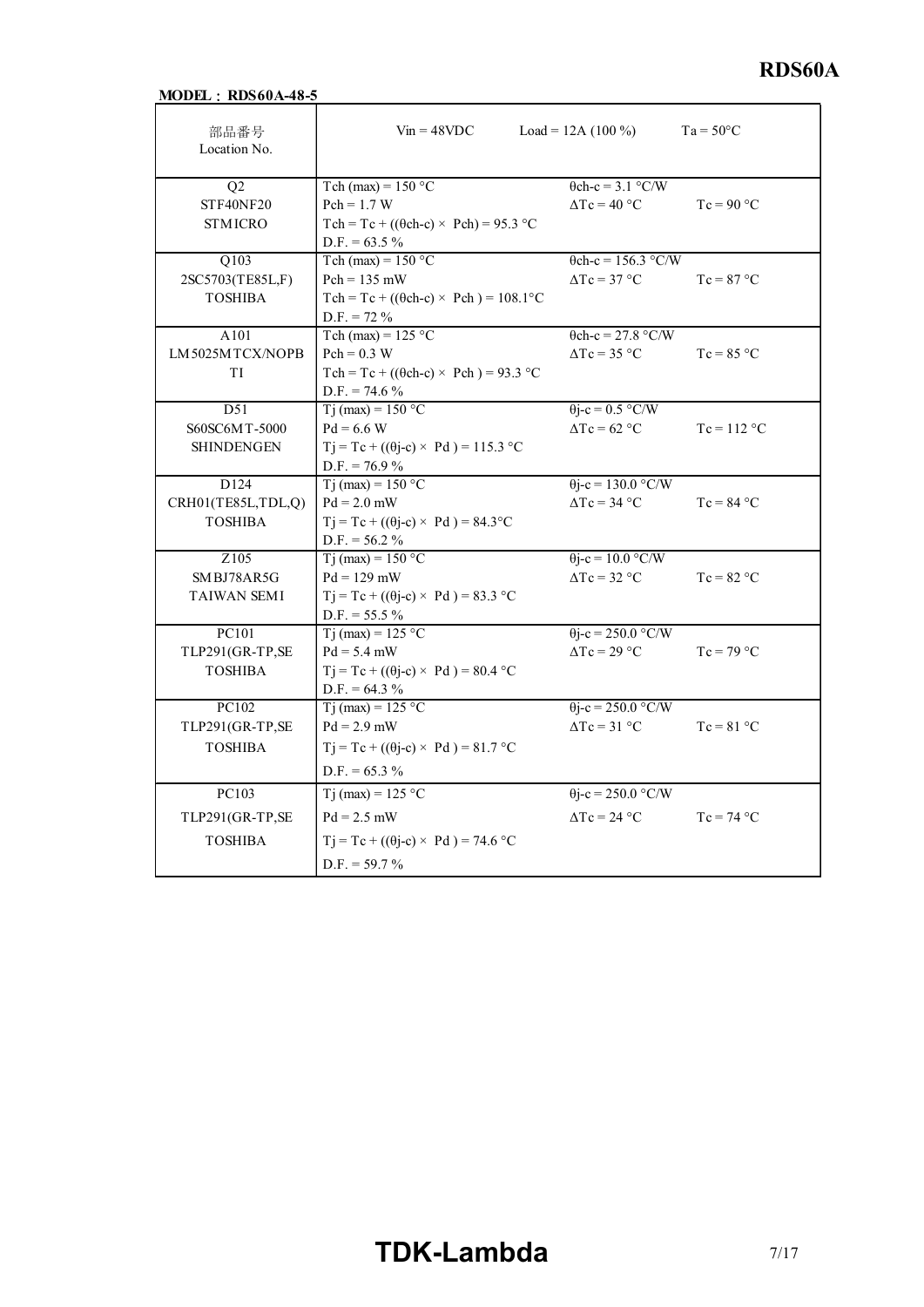**MODEL : RDS60A-48-5**

| 部品番号<br>Location No. | Vin = 48VDC | Load = 12A (100 %) | Ta = 50°C |
|---|---|---|---|
| Q2<br>STF40NF20<br>STMICRO | Tch (max) = 150 °C<br>Pch = 1.7 W<br>Tch = Tc + ((θch-c) × Pch) = 95.3 °C<br>D.F. = 63.5 % | θch-c = 3.1 °C/W<br>ΔTc = 40 °C | Tc = 90 °C |
| Q103<br>2SC5703(TE85L,F)<br>TOSHIBA | Tch (max) = 150 °C<br>Pch = 135 mW<br>Tch = Tc + ((θch-c) × Pch ) = 108.1°C<br>D.F. = 72 % | θch-c = 156.3 °C/W<br>ΔTc = 37 °C | Tc = 87 °C |
| A101<br>LM5025MTCX/NOPB<br>TI | Tch (max) = 125 °C<br>Pch = 0.3 W<br>Tch = Tc + ((θch-c) × Pch ) = 93.3 °C<br>D.F. = 74.6 % | θch-c = 27.8 °C/W<br>ΔTc = 35 °C | Tc = 85 °C |
| D51<br>S60SC6MT-5000<br>SHINDENGEN | Tj (max) = 150 °C<br>Pd = 6.6 W<br>Tj = Tc + ((θj-c) × Pd ) = 115.3 °C<br>D.F. = 76.9 % | θj-c = 0.5 °C/W<br>ΔTc = 62 °C | Tc = 112 °C |
| D124<br>CRH01(TE85L,TDL,Q)<br>TOSHIBA | Tj (max) = 150 °C<br>Pd = 2.0 mW<br>Tj = Tc + ((θj-c) × Pd ) = 84.3°C<br>D.F. = 56.2 % | θj-c = 130.0 °C/W<br>ΔTc = 34 °C | Tc = 84 °C |
| Z105<br>SMBJ78AR5G<br>TAIWAN SEMI | Tj (max) = 150 °C<br>Pd = 129 mW<br>Tj = Tc + ((θj-c) × Pd ) = 83.3 °C<br>D.F. = 55.5 % | θj-c = 10.0 °C/W<br>ΔTc = 32 °C | Tc = 82 °C |
| PC101<br>TLP291(GR-TP,SE<br>TOSHIBA | Tj (max) = 125 °C<br>Pd = 5.4 mW<br>Tj = Tc + ((θj-c) × Pd ) = 80.4 °C<br>D.F. = 64.3 % | θj-c = 250.0 °C/W<br>ΔTc = 29 °C | Tc = 79 °C |
| PC102<br>TLP291(GR-TP,SE<br>TOSHIBA | Tj (max) = 125 °C<br>Pd = 2.9 mW<br>Tj = Tc + ((θj-c) × Pd ) = 81.7 °C<br>D.F. = 65.3 % | θj-c = 250.0 °C/W<br>ΔTc = 31 °C | Tc = 81 °C |
| PC103<br>TLP291(GR-TP,SE<br>TOSHIBA | Tj (max) = 125 °C<br>Pd = 2.5 mW<br>Tj = Tc + ((θj-c) × Pd ) = 74.6 °C<br>D.F. = 59.7 % | θj-c = 250.0 °C/W<br>ΔTc = 24 °C | Tc = 74 °C |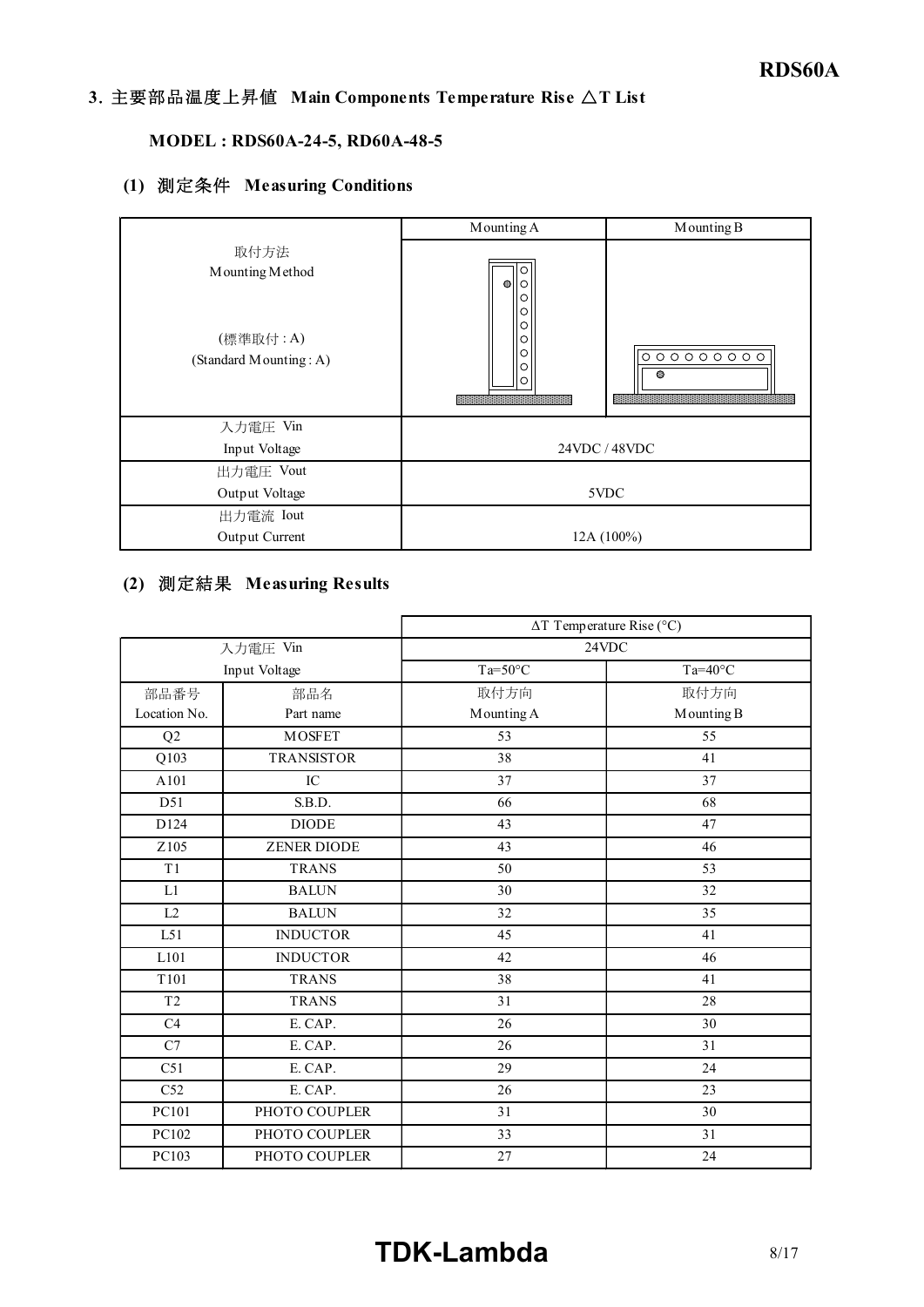## 3. 主要部品温度上昇値 Main Components Temperature Rise △T List

### MODEL : RDS60A-24-5, RD60A-48-5

### (1) 測定条件 Measuring Conditions

| | Mounting A | Mounting B |
|---|---|---|
| 取付方法<br>Mounting Method<br><br>(標準取付 : A)<br>(Standard Mounting : A) | | |
| 入力電圧 Vin<br>Input Voltage | 24VDC / 48VDC | |
| 出力電圧 Vout<br>Output Voltage | 5VDC | |
| 出力電流 Iout<br>Output Current | 12A (100%) | |

### (2) 測定結果 Measuring Results

| | | ΔT Temperature Rise (°C) | |
|---|---|---|---|
| 入力電圧 Vin<br>Input Voltage | | 24VDC | |
| | | Ta=50°C | Ta=40°C |
| 部品番号<br>Location No. | 部品名<br>Part name | 取付方向<br>Mounting A | 取付方向<br>Mounting B |
| Q2 | MOSFET | 53 | 55 |
| Q103 | TRANSISTOR | 38 | 41 |
| A101 | IC | 37 | 37 |
| D51 | S.B.D. | 66 | 68 |
| D124 | DIODE | 43 | 47 |
| Z105 | ZENER DIODE | 43 | 46 |
| T1 | TRANS | 50 | 53 |
| L1 | BALUN | 30 | 32 |
| L2 | BALUN | 32 | 35 |
| L51 | INDUCTOR | 45 | 41 |
| L101 | INDUCTOR | 42 | 46 |
| T101 | TRANS | 38 | 41 |
| T2 | TRANS | 31 | 28 |
| C4 | E. CAP. | 26 | 30 |
| C7 | E. CAP. | 26 | 31 |
| C51 | E. CAP. | 29 | 24 |
| C52 | E. CAP. | 26 | 23 |
| PC101 | PHOTO COUPLER | 31 | 30 |
| PC102 | PHOTO COUPLER | 33 | 31 |
| PC103 | PHOTO COUPLER | 27 | 24 |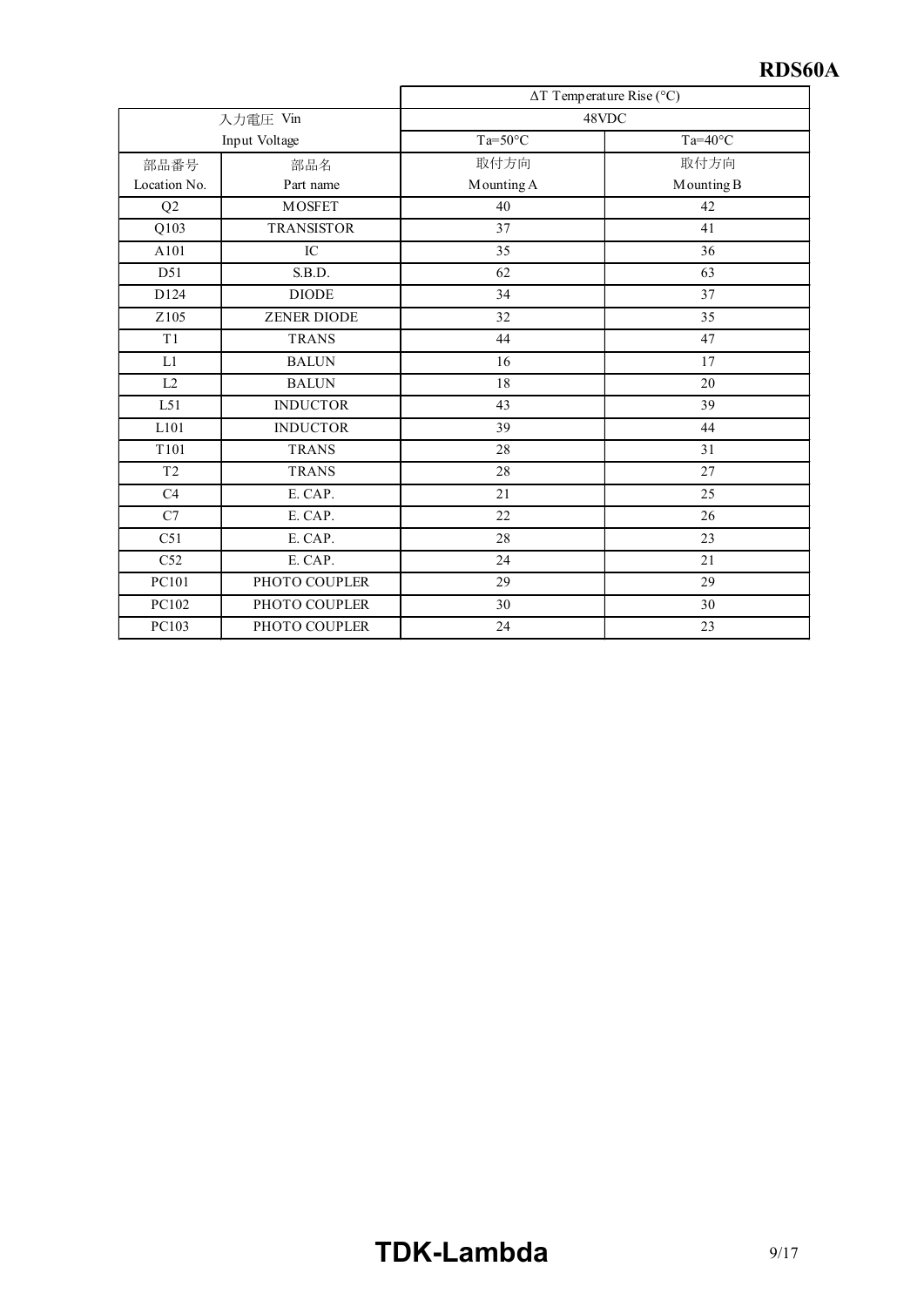| | | ΔT Temperature Rise (°C) | |
|---|---|---|---|
| 入力電圧 Vin<br>Input Voltage | | 48VDC | |
| | | Ta=50°C | Ta=40°C |
| 部品番号<br>Location No. | 部品名<br>Part name | 取付方向<br>Mounting A | 取付方向<br>Mounting B |
| Q2 | MOSFET | 40 | 42 |
| Q103 | TRANSISTOR | 37 | 41 |
| A101 | IC | 35 | 36 |
| D51 | S.B.D. | 62 | 63 |
| D124 | DIODE | 34 | 37 |
| Z105 | ZENER DIODE | 32 | 35 |
| T1 | TRANS | 44 | 47 |
| L1 | BALUN | 16 | 17 |
| L2 | BALUN | 18 | 20 |
| L51 | INDUCTOR | 43 | 39 |
| L101 | INDUCTOR | 39 | 44 |
| T101 | TRANS | 28 | 31 |
| T2 | TRANS | 28 | 27 |
| C4 | E. CAP. | 21 | 25 |
| C7 | E. CAP. | 22 | 26 |
| C51 | E. CAP. | 28 | 23 |
| C52 | E. CAP. | 24 | 21 |
| PC101 | PHOTO COUPLER | 29 | 29 |
| PC102 | PHOTO COUPLER | 30 | 30 |
| PC103 | PHOTO COUPLER | 24 | 23 |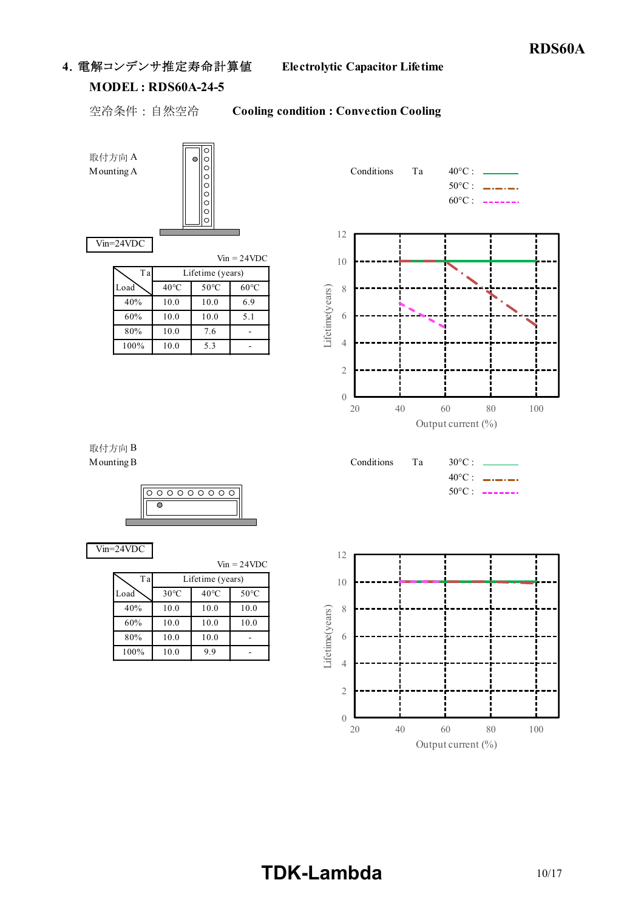## 4. 電解コンデンサ推定寿命計算値　Electrolytic Capacitor Lifetime

**MODEL : RDS60A-24-5**

空冷条件：自然空冷　**Cooling condition : Convection Cooling**

取付方向 A
Mounting A

Vin=24VDC

Vin = 24VDC

| Load \ Ta | Lifetime (years) | | |
|---|---|---|---|
| | 40°C | 50°C | 60°C |
| 40% | 10.0 | 10.0 | 6.9 |
| 60% | 10.0 | 10.0 | 5.1 |
| 80% | 10.0 | 7.6 | - |
| 100% | 10.0 | 5.3 | - |

Conditions　Ta　40°C / 50°C / 60°C

Lifetime(years) vs Output current (%)

取付方向 B
Mounting B

Vin=24VDC

Vin = 24VDC

| Load \ Ta | Lifetime (years) | | |
|---|---|---|---|
| | 30°C | 40°C | 50°C |
| 40% | 10.0 | 10.0 | 10.0 |
| 60% | 10.0 | 10.0 | 10.0 |
| 80% | 10.0 | 10.0 | - |
| 100% | 10.0 | 9.9 | - |

Conditions　Ta　30°C / 40°C / 50°C

Lifetime(years) vs Output current (%)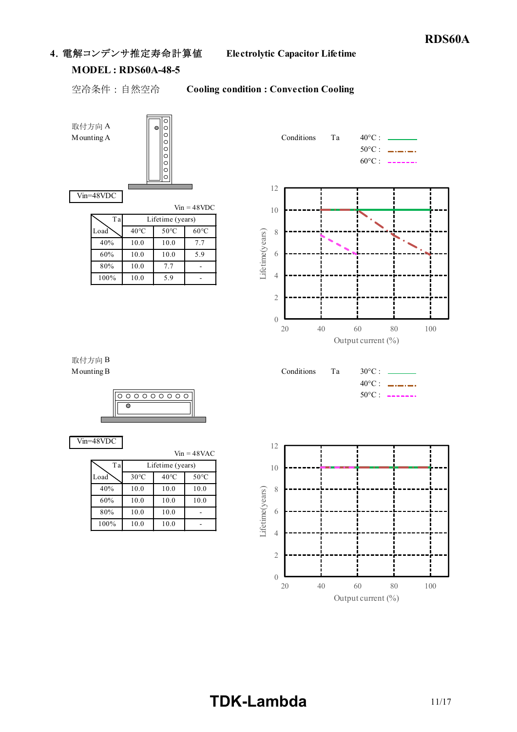## 4. 電解コンデンサ推定寿命計算値　Electrolytic Capacitor Lifetime

**MODEL : RDS60A-48-5**

空冷条件：自然空冷　**Cooling condition : Convection Cooling**

取付方向 A
Mounting A

Vin=48VDC

Vin = 48VDC

| Ta / Load | Lifetime (years) | | |
|---|---|---|---|
| | 40°C | 50°C | 60°C |
| 40% | 10.0 | 10.0 | 7.7 |
| 60% | 10.0 | 10.0 | 5.9 |
| 80% | 10.0 | 7.7 | - |
| 100% | 10.0 | 5.9 | - |

Conditions　Ta　40°C / 50°C / 60°C

取付方向 B
Mounting B

Vin=48VDC

Vin = 48VAC

| Ta / Load | Lifetime (years) | | |
|---|---|---|---|
| | 30°C | 40°C | 50°C |
| 40% | 10.0 | 10.0 | 10.0 |
| 60% | 10.0 | 10.0 | 10.0 |
| 80% | 10.0 | 10.0 | - |
| 100% | 10.0 | 10.0 | - |

Conditions　Ta　30°C / 40°C / 50°C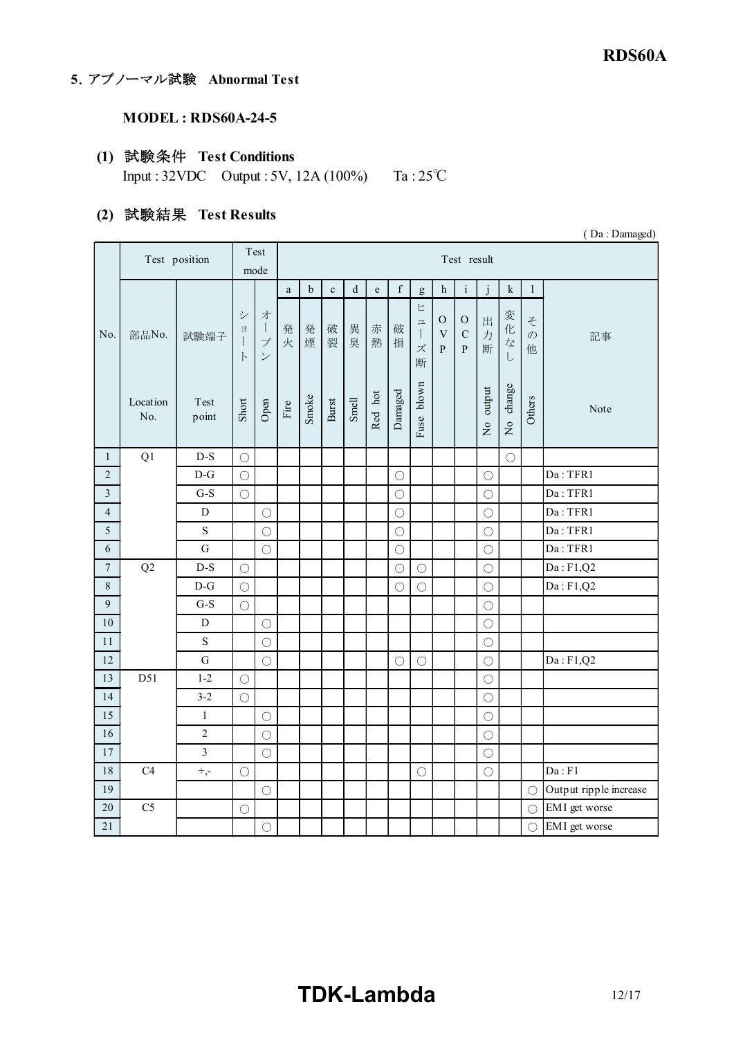## 5. アブノーマル試験 Abnormal Test

### MODEL : RDS60A-24-5

### (1) 試験条件 Test Conditions

Input : 32VDC Output : 5V, 12A (100%) Ta : 25℃

### (2) 試験結果 Test Results

( Da : Damaged)

| No. | Test position | | Test mode | | Test result | | | | | | | | | | | | |
|---|---|---|---|---|---|---|---|---|---|---|---|---|---|---|---|---|---|
| | | | | | a | b | c | d | e | f | g | h | i | j | k | l | |
| No. | 部品No. Location No. | 試験端子 Test point | ショート Short | オープン Open | 発火 Fire | 発煙 Smoke | 破裂 Burst | 異臭 Smell | 赤熱 Red hot | 破損 Damaged | ヒューズ断 Fuse blown | OVP | OCP | 出力断 No output | 変化なし No change | その他 Others | 記事 Note |
| 1 | Q1 | D-S | ○ | | | | | | | | | | | | ○ | | |
| 2 | | D-G | ○ | | | | | | | ○ | | | | ○ | | | Da : TFR1 |
| 3 | | G-S | ○ | | | | | | | ○ | | | | ○ | | | Da : TFR1 |
| 4 | | D | | ○ | | | | | | ○ | | | | ○ | | | Da : TFR1 |
| 5 | | S | | ○ | | | | | | ○ | | | | ○ | | | Da : TFR1 |
| 6 | | G | | ○ | | | | | | ○ | | | | ○ | | | Da : TFR1 |
| 7 | Q2 | D-S | ○ | | | | | | | ○ | ○ | | | ○ | | | Da : F1,Q2 |
| 8 | | D-G | ○ | | | | | | | ○ | ○ | | | ○ | | | Da : F1,Q2 |
| 9 | | G-S | ○ | | | | | | | | | | | ○ | | | |
| 10 | | D | | ○ | | | | | | | | | | ○ | | | |
| 11 | | S | | ○ | | | | | | | | | | ○ | | | |
| 12 | | G | | ○ | | | | | | ○ | ○ | | | ○ | | | Da : F1,Q2 |
| 13 | D51 | 1-2 | ○ | | | | | | | | | | | ○ | | | |
| 14 | | 3-2 | ○ | | | | | | | | | | | ○ | | | |
| 15 | | 1 | | ○ | | | | | | | | | | ○ | | | |
| 16 | | 2 | | ○ | | | | | | | | | | ○ | | | |
| 17 | | 3 | | ○ | | | | | | | | | | ○ | | | |
| 18 | C4 | +,- | ○ | | | | | | | | ○ | | | ○ | | | Da : F1 |
| 19 | | | | ○ | | | | | | | | | | | | ○ | Output ripple increase |
| 20 | C5 | | ○ | | | | | | | | | | | | | ○ | EMI get worse |
| 21 | | | | ○ | | | | | | | | | | | | ○ | EMI get worse |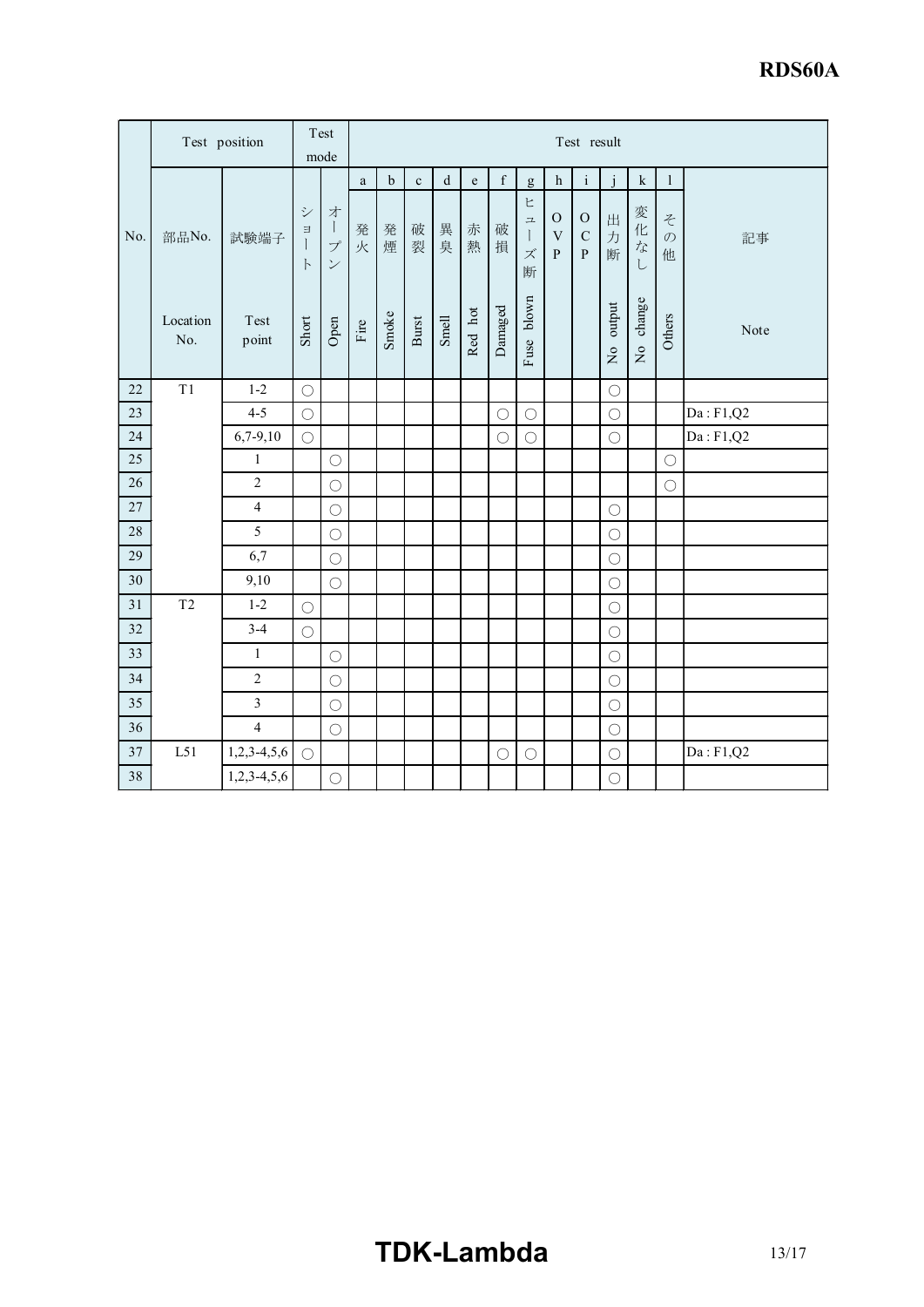| No. | Test position | | Test mode | | Test result | | | | | | | | | | | | |
|---|---|---|---|---|---|---|---|---|---|---|---|---|---|---|---|---|---|
| | | | | | a | b | c | d | e | f | g | h | i | j | k | l | |
| | 部品No. | 試験端子 | ショート | オープン | 発火 | 発煙 | 破裂 | 異臭 | 赤熱 | 破損 | ヒューズ断 | OVP | OCP | 出力断 | 変化なし | その他 | 記事 |
| | Location No. | Test point | Short | Open | Fire | Smoke | Burst | Smell | Red hot | Damaged | Fuse blown | | | No output | No change | Others | Note |
| 22 | T1 | 1-2 | ○ | | | | | | | | | | | ○ | | | |
| 23 | | 4-5 | ○ | | | | | | | ○ | ○ | | | ○ | | | Da : F1,Q2 |
| 24 | | 6,7-9,10 | ○ | | | | | | | ○ | ○ | | | ○ | | | Da : F1,Q2 |
| 25 | | 1 | | ○ | | | | | | | | | | | | ○ | |
| 26 | | 2 | | ○ | | | | | | | | | | | | ○ | |
| 27 | | 4 | | ○ | | | | | | | | | | ○ | | | |
| 28 | | 5 | | ○ | | | | | | | | | | ○ | | | |
| 29 | | 6,7 | | ○ | | | | | | | | | | ○ | | | |
| 30 | | 9,10 | | ○ | | | | | | | | | | ○ | | | |
| 31 | T2 | 1-2 | ○ | | | | | | | | | | | ○ | | | |
| 32 | | 3-4 | ○ | | | | | | | | | | | ○ | | | |
| 33 | | 1 | | ○ | | | | | | | | | | ○ | | | |
| 34 | | 2 | | ○ | | | | | | | | | | ○ | | | |
| 35 | | 3 | | ○ | | | | | | | | | | ○ | | | |
| 36 | | 4 | | ○ | | | | | | | | | | ○ | | | |
| 37 | L51 | 1,2,3-4,5,6 | ○ | | | | | | | ○ | ○ | | | ○ | | | Da : F1,Q2 |
| 38 | | 1,2,3-4,5,6 | | ○ | | | | | | | | | | ○ | | | |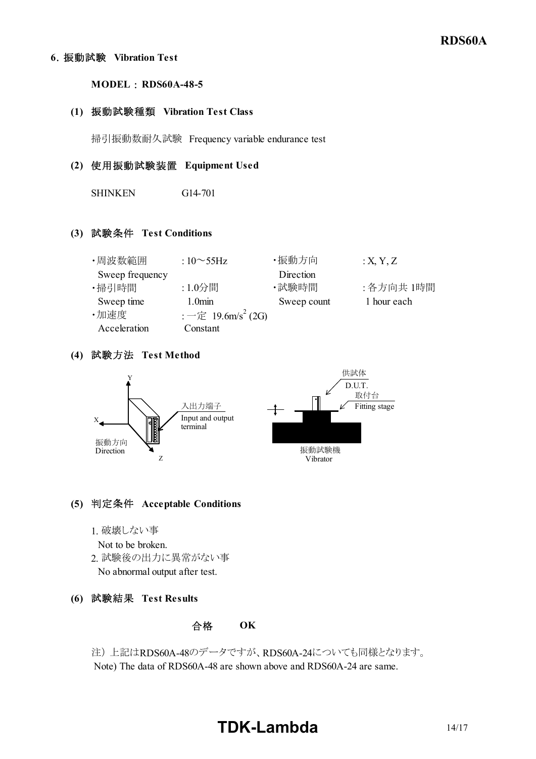## 6. 振動試験 Vibration Test

**MODEL : RDS60A-48-5**

### (1) 振動試験種類 Vibration Test Class

掃引振動数耐久試験 Frequency variable endurance test

### (2) 使用振動試験装置 Equipment Used

SHINKEN G14-701

### (3) 試験条件 Test Conditions

| | | | |
|---|---|---|---|
| ・周波数範囲 Sweep frequency | : 10～55Hz | ・振動方向 Direction | : X, Y, Z |
| ・掃引時間 Sweep time | : 1.0分間 1.0min | ・試験時間 Sweep count | : 各方向共 1時間 1 hour each |
| ・加速度 Acceleration | : 一定 19.6m/s$^2$ (2G) Constant | | |

### (4) 試験方法 Test Method

Y

X

振動方向
Direction

Z

入出力端子
Input and output terminal

供試体
D.U.T.

取付台
Fitting stage

振動試験機
Vibrator

### (5) 判定条件 Acceptable Conditions

1. 破壊しない事
   Not to be broken.
2. 試験後の出力に異常がない事
   No abnormal output after test.

### (6) 試験結果 Test Results

合格 **OK**

注）上記はRDS60A-48のデータですが、RDS60A-24についても同様となります。
Note) The data of RDS60A-48 are shown above and RDS60A-24 are same.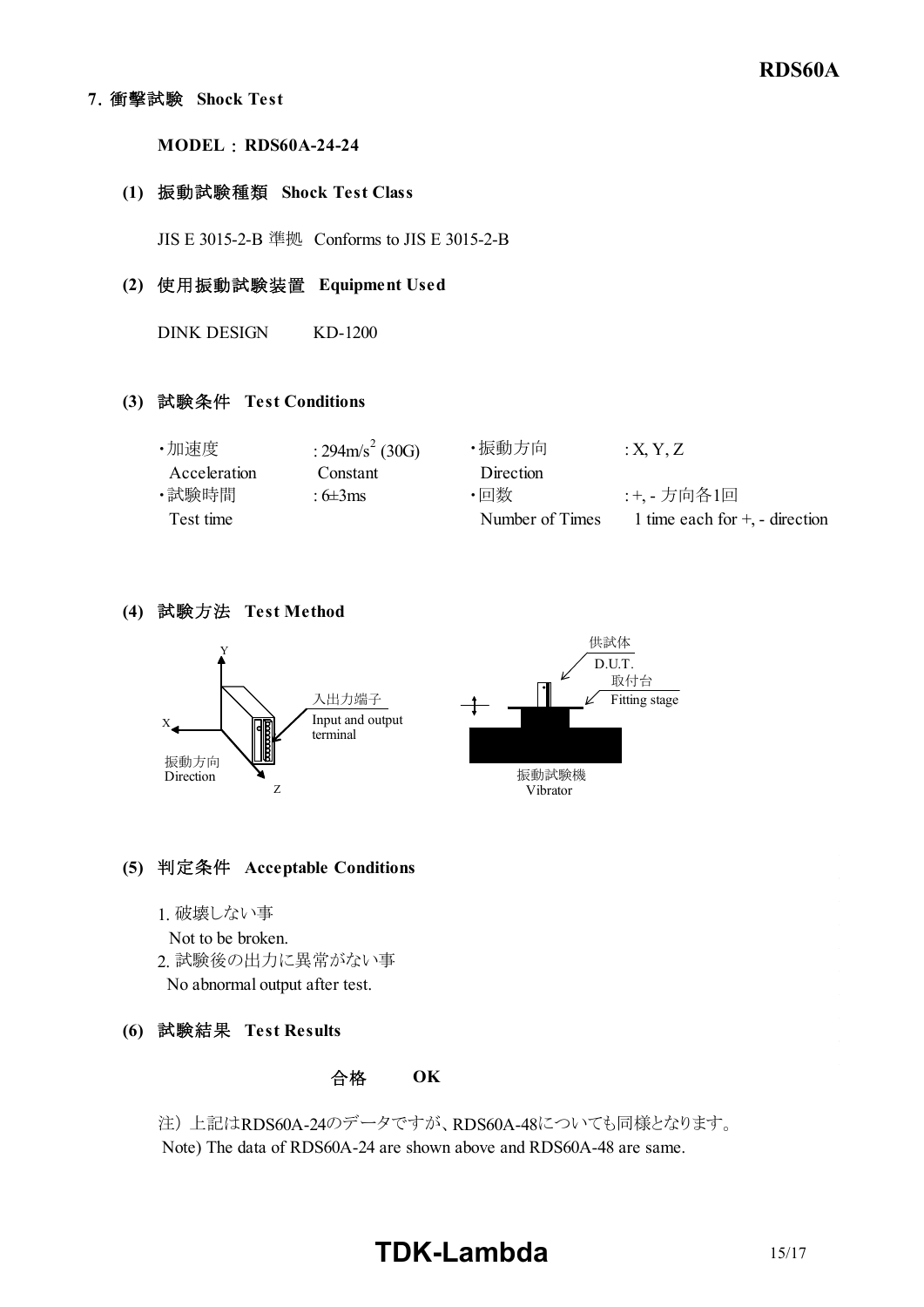## 7. 衝撃試験 Shock Test

**MODEL：RDS60A-24-24**

### (1) 振動試験種類 Shock Test Class

JIS E 3015-2-B 準拠 Conforms to JIS E 3015-2-B

### (2) 使用振動試験装置 Equipment Used

DINK DESIGN KD-1200

### (3) 試験条件 Test Conditions

| | | | |
|---|---|---|---|
| ・加速度 Acceleration | : 294m/$s^2$ (30G) Constant | ・振動方向 Direction | : X, Y, Z |
| ・試験時間 Test time | : 6±3ms | ・回数 Number of Times | : +, - 方向各1回 1 time each for +, - direction |

### (4) 試験方法 Test Method

Y
X
Z
振動方向 Direction
入出力端子 Input and output terminal
供試体 D.U.T.
取付台 Fitting stage
振動試験機 Vibrator

### (5) 判定条件 Acceptable Conditions

1. 破壊しない事
   Not to be broken.
2. 試験後の出力に異常がない事
   No abnormal output after test.

### (6) 試験結果 Test Results

合格 **OK**

注）上記はRDS60A-24のデータですが、RDS60A-48についても同様となります。
Note) The data of RDS60A-24 are shown above and RDS60A-48 are same.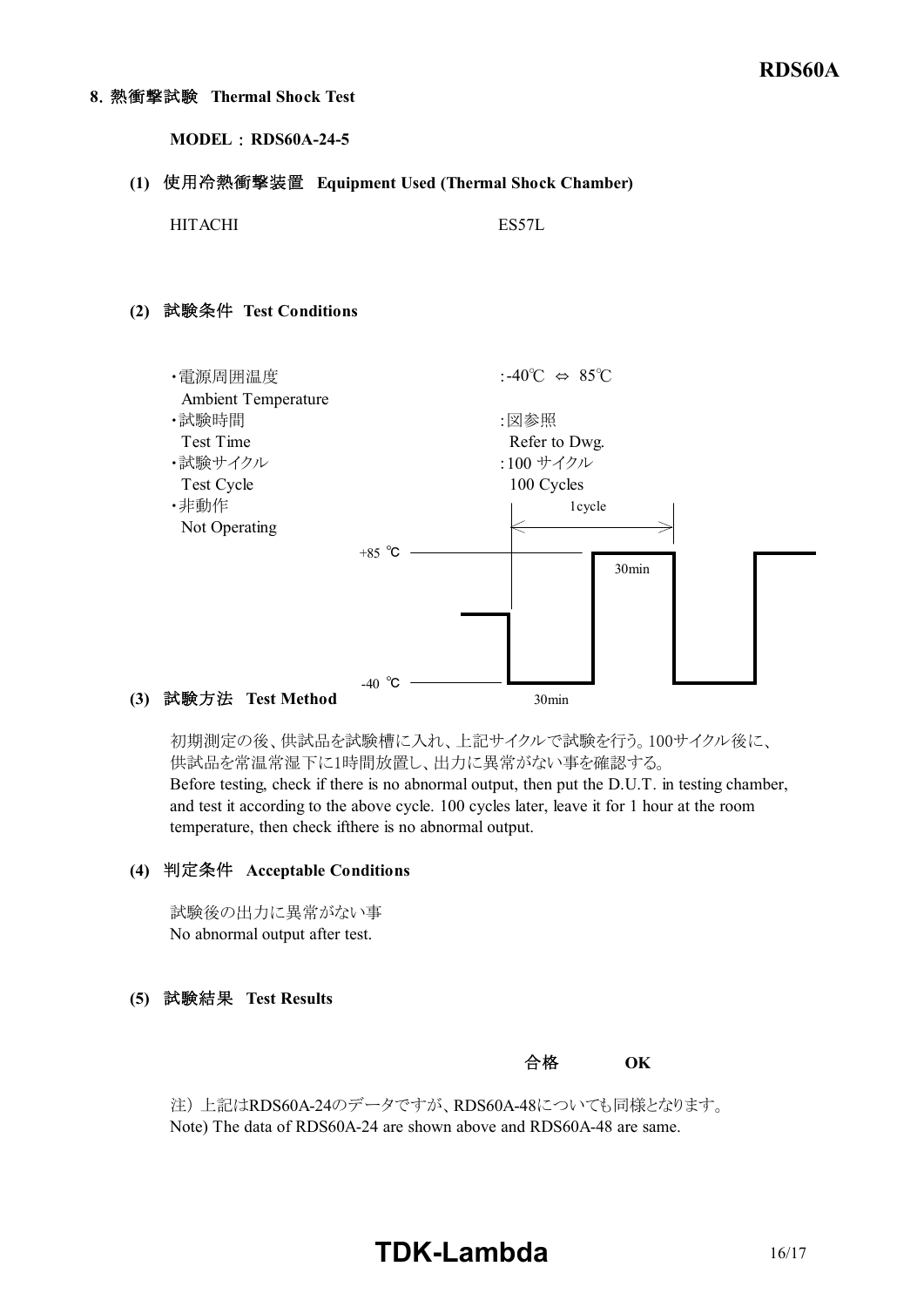## 8. 熱衝撃試験 Thermal Shock Test

**MODEL：RDS60A-24-5**

**(1) 使用冷熱衝撃装置 Equipment Used (Thermal Shock Chamber)**

HITACHI ES57L

**(2) 試験条件 Test Conditions**

- ・電源周囲温度 Ambient Temperature ：-40℃ ⇔ 85℃
- ・試験時間 Test Time ：図参照 Refer to Dwg.
- ・試験サイクル Test Cycle ：100 サイクル 100 Cycles
- ・非動作 Not Operating

+85 ℃ / -40 ℃ / 1cycle / 30min / 30min

**(3) 試験方法 Test Method**

初期測定の後、供試品を試験槽に入れ、上記サイクルで試験を行う。100サイクル後に、供試品を常温常湿下に1時間放置し、出力に異常がない事を確認する。
Before testing, check if there is no abnormal output, then put the D.U.T. in testing chamber, and test it according to the above cycle. 100 cycles later, leave it for 1 hour at the room temperature, then check ifthere is no abnormal output.

**(4) 判定条件 Acceptable Conditions**

試験後の出力に異常がない事
No abnormal output after test.

**(5) 試験結果 Test Results**

**合格 OK**

注）上記はRDS60A-24のデータですが、RDS60A-48についても同様となります。
Note) The data of RDS60A-24 are shown above and RDS60A-48 are same.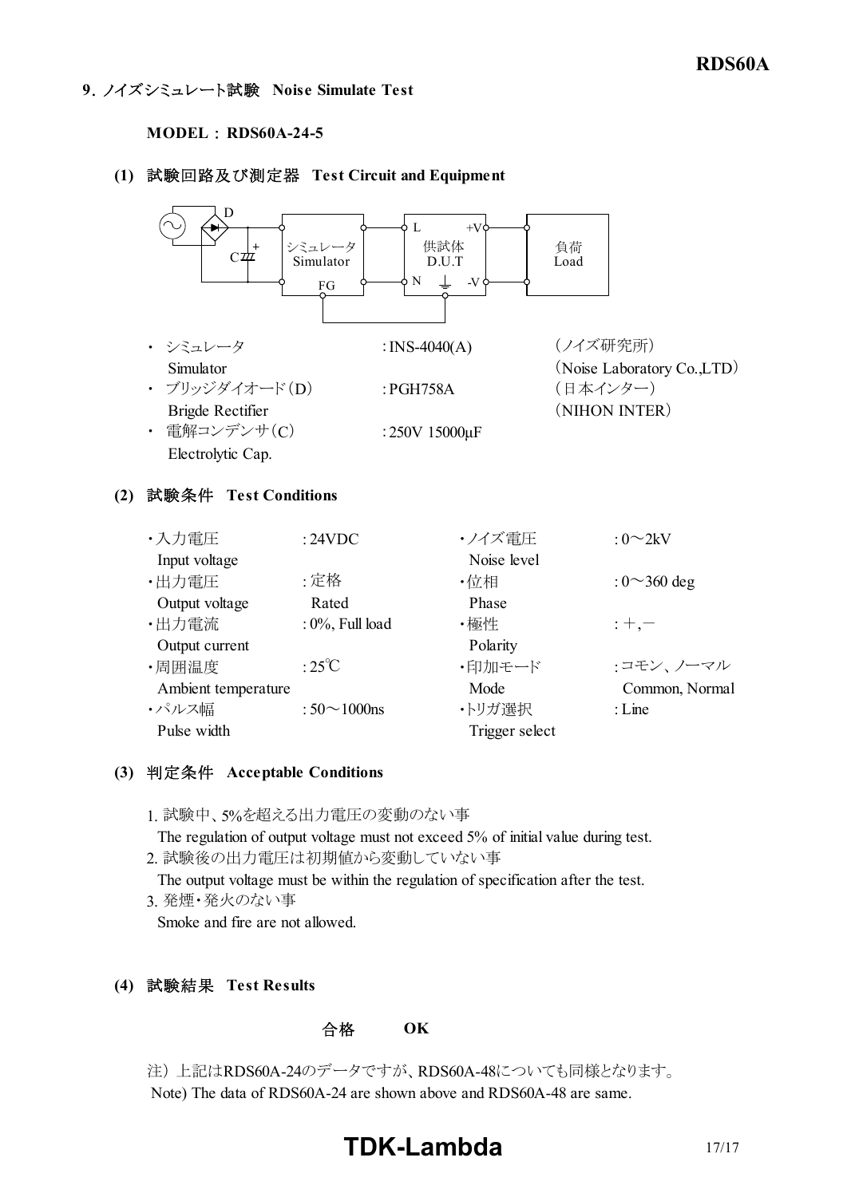## 9. ノイズシミュレート試験 Noise Simulate Test

**MODEL：RDS60A-24-5**

### (1) 試験回路及び測定器 Test Circuit and Equipment

D
C
シミュレータ
Simulator
FG
L
+V
供試体
D.U.T
N
-V
負荷
Load

| | | |
|---|---|---|
| ・シミュレータ Simulator | : INS-4040(A) | （ノイズ研究所） (Noise Laboratory Co.,LTD) |
| ・ブリッジダイオード(D) Brigde Rectifier | : PGH758A | （日本インター） (NIHON INTER) |
| ・電解コンデンサ(C) Electrolytic Cap. | : 250V 15000μF | |

### (2) 試験条件 Test Conditions

| | | | |
|---|---|---|---|
| ・入力電圧 Input voltage | : 24VDC | ・ノイズ電圧 Noise level | : 0～2kV |
| ・出力電圧 Output voltage | : 定格 Rated | ・位相 Phase | : 0～360 deg |
| ・出力電流 Output current | : 0%, Full load | ・極性 Polarity | : ＋,－ |
| ・周囲温度 Ambient temperature | : 25℃ | ・印加モード Mode | : コモン、ノーマル Common, Normal |
| ・パルス幅 Pulse width | : 50～1000ns | ・トリガ選択 Trigger select | : Line |

### (3) 判定条件 Acceptable Conditions

1. 試験中、5%を超える出力電圧の変動のない事
   The regulation of output voltage must not exceed 5% of initial value during test.
2. 試験後の出力電圧は初期値から変動していない事
   The output voltage must be within the regulation of specification after the test.
3. 発煙・発火のない事
   Smoke and fire are not allowed.

### (4) 試験結果 Test Results

合格 **OK**

注）上記はRDS60A-24のデータですが、RDS60A-48についても同様となります。
Note) The data of RDS60A-24 are shown above and RDS60A-48 are same.